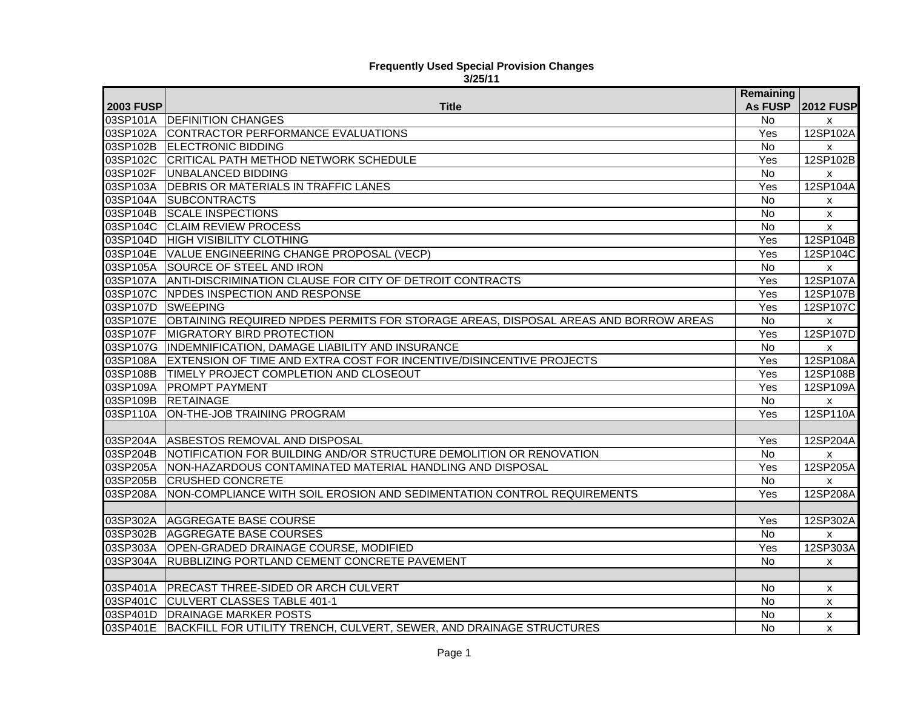**Frequently Used Special Provision Changes**
**3/25/11**

| 2003 FUSP | Title | Remaining As FUSP | 2012 FUSP |
|---|---|---|---|
| 03SP101A | DEFINITION CHANGES | No | x |
| 03SP102A | CONTRACTOR PERFORMANCE EVALUATIONS | Yes | 12SP102A |
| 03SP102B | ELECTRONIC BIDDING | No | x |
| 03SP102C | CRITICAL PATH METHOD NETWORK SCHEDULE | Yes | 12SP102B |
| 03SP102F | UNBALANCED BIDDING | No | x |
| 03SP103A | DEBRIS OR MATERIALS IN TRAFFIC LANES | Yes | 12SP104A |
| 03SP104A | SUBCONTRACTS | No | x |
| 03SP104B | SCALE INSPECTIONS | No | x |
| 03SP104C | CLAIM REVIEW PROCESS | No | x |
| 03SP104D | HIGH VISIBILITY CLOTHING | Yes | 12SP104B |
| 03SP104E | VALUE ENGINEERING CHANGE PROPOSAL (VECP) | Yes | 12SP104C |
| 03SP105A | SOURCE OF STEEL AND IRON | No | x |
| 03SP107A | ANTI-DISCRIMINATION CLAUSE FOR CITY OF DETROIT CONTRACTS | Yes | 12SP107A |
| 03SP107C | NPDES INSPECTION AND RESPONSE | Yes | 12SP107B |
| 03SP107D | SWEEPING | Yes | 12SP107C |
| 03SP107E | OBTAINING REQUIRED NPDES PERMITS FOR STORAGE AREAS, DISPOSAL AREAS AND BORROW AREAS | No | x |
| 03SP107F | MIGRATORY BIRD PROTECTION | Yes | 12SP107D |
| 03SP107G | INDEMNIFICATION, DAMAGE LIABILITY AND INSURANCE | No | x |
| 03SP108A | EXTENSION OF TIME AND EXTRA COST FOR INCENTIVE/DISINCENTIVE PROJECTS | Yes | 12SP108A |
| 03SP108B | TIMELY PROJECT COMPLETION AND CLOSEOUT | Yes | 12SP108B |
| 03SP109A | PROMPT PAYMENT | Yes | 12SP109A |
| 03SP109B | RETAINAGE | No | x |
| 03SP110A | ON-THE-JOB TRAINING PROGRAM | Yes | 12SP110A |
| | | | |
| 03SP204A | ASBESTOS REMOVAL AND DISPOSAL | Yes | 12SP204A |
| 03SP204B | NOTIFICATION FOR BUILDING AND/OR STRUCTURE DEMOLITION OR RENOVATION | No | x |
| 03SP205A | NON-HAZARDOUS CONTAMINATED MATERIAL HANDLING AND DISPOSAL | Yes | 12SP205A |
| 03SP205B | CRUSHED CONCRETE | No | x |
| 03SP208A | NON-COMPLIANCE WITH SOIL EROSION AND SEDIMENTATION CONTROL REQUIREMENTS | Yes | 12SP208A |
| | | | |
| 03SP302A | AGGREGATE BASE COURSE | Yes | 12SP302A |
| 03SP302B | AGGREGATE BASE COURSES | No | x |
| 03SP303A | OPEN-GRADED DRAINAGE COURSE, MODIFIED | Yes | 12SP303A |
| 03SP304A | RUBBLIZING PORTLAND CEMENT CONCRETE PAVEMENT | No | x |
| | | | |
| 03SP401A | PRECAST THREE-SIDED OR ARCH CULVERT | No | x |
| 03SP401C | CULVERT CLASSES TABLE 401-1 | No | x |
| 03SP401D | DRAINAGE MARKER POSTS | No | x |
| 03SP401E | BACKFILL FOR UTILITY TRENCH, CULVERT, SEWER, AND DRAINAGE STRUCTURES | No | x |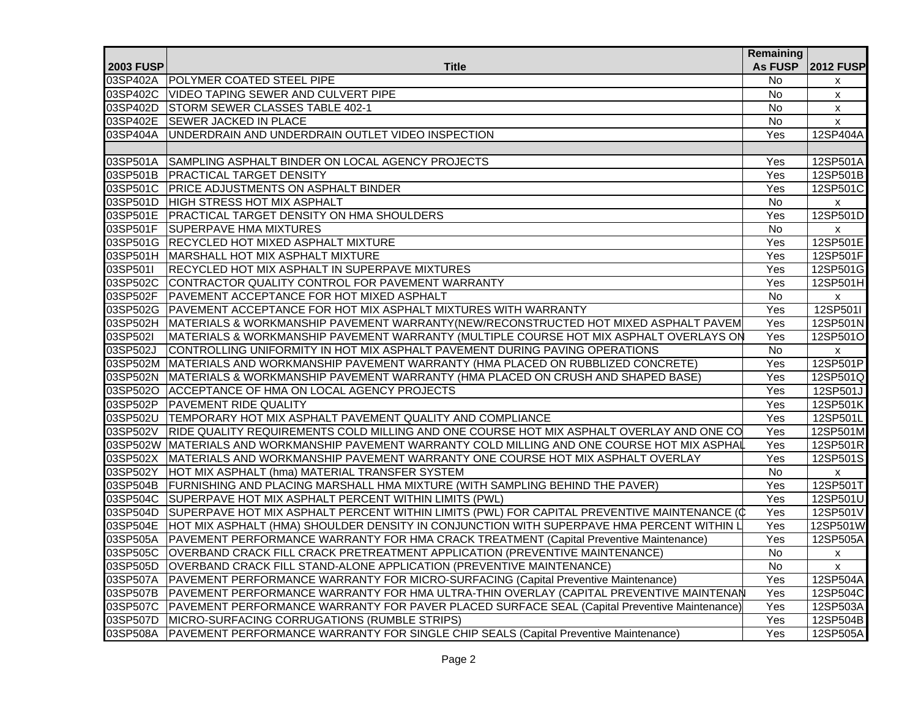| 2003 FUSP | Title | Remaining As FUSP | 2012 FUSP |
|---|---|---|---|
| 03SP402A | POLYMER COATED STEEL PIPE | No | x |
| 03SP402C | VIDEO TAPING SEWER AND CULVERT PIPE | No | x |
| 03SP402D | STORM SEWER CLASSES TABLE 402-1 | No | x |
| 03SP402E | SEWER JACKED IN PLACE | No | x |
| 03SP404A | UNDERDRAIN AND UNDERDRAIN OUTLET VIDEO INSPECTION | Yes | 12SP404A |
| | | | |
| 03SP501A | SAMPLING ASPHALT BINDER ON LOCAL AGENCY PROJECTS | Yes | 12SP501A |
| 03SP501B | PRACTICAL TARGET DENSITY | Yes | 12SP501B |
| 03SP501C | PRICE ADJUSTMENTS ON ASPHALT BINDER | Yes | 12SP501C |
| 03SP501D | HIGH STRESS HOT MIX ASPHALT | No | x |
| 03SP501E | PRACTICAL TARGET DENSITY ON HMA SHOULDERS | Yes | 12SP501D |
| 03SP501F | SUPERPAVE HMA MIXTURES | No | x |
| 03SP501G | RECYCLED HOT MIXED ASPHALT MIXTURE | Yes | 12SP501E |
| 03SP501H | MARSHALL HOT MIX ASPHALT MIXTURE | Yes | 12SP501F |
| 03SP501I | RECYCLED HOT MIX ASPHALT IN SUPERPAVE MIXTURES | Yes | 12SP501G |
| 03SP502C | CONTRACTOR QUALITY CONTROL FOR PAVEMENT WARRANTY | Yes | 12SP501H |
| 03SP502F | PAVEMENT ACCEPTANCE FOR HOT MIXED ASPHALT | No | x |
| 03SP502G | PAVEMENT ACCEPTANCE FOR HOT MIX ASPHALT MIXTURES WITH WARRANTY | Yes | 12SP501I |
| 03SP502H | MATERIALS & WORKMANSHIP PAVEMENT WARRANTY(NEW/RECONSTRUCTED HOT MIXED ASPHALT PAVEM | Yes | 12SP501N |
| 03SP502I | MATERIALS & WORKMANSHIP PAVEMENT WARRANTY (MULTIPLE COURSE HOT MIX ASPHALT OVERLAYS ON | Yes | 12SP501O |
| 03SP502J | CONTROLLING UNIFORMITY IN HOT MIX ASPHALT PAVEMENT DURING PAVING OPERATIONS | No | x |
| 03SP502M | MATERIALS AND WORKMANSHIP PAVEMENT WARRANTY (HMA PLACED ON RUBBLIZED CONCRETE) | Yes | 12SP501P |
| 03SP502N | MATERIALS & WORKMANSHIP PAVEMENT WARRANTY (HMA PLACED ON CRUSH AND SHAPED BASE) | Yes | 12SP501Q |
| 03SP502O | ACCEPTANCE OF HMA ON LOCAL AGENCY PROJECTS | Yes | 12SP501J |
| 03SP502P | PAVEMENT RIDE QUALITY | Yes | 12SP501K |
| 03SP502U | TEMPORARY HOT MIX ASPHALT PAVEMENT QUALITY AND COMPLIANCE | Yes | 12SP501L |
| 03SP502V | RIDE QUALITY REQUIREMENTS COLD MILLING AND ONE COURSE HOT MIX ASPHALT OVERLAY AND ONE CO | Yes | 12SP501M |
| 03SP502W | MATERIALS AND WORKMANSHIP PAVEMENT WARRANTY COLD MILLING AND ONE COURSE HOT MIX ASPHAL | Yes | 12SP501R |
| 03SP502X | MATERIALS AND WORKMANSHIP PAVEMENT WARRANTY ONE COURSE HOT MIX ASPHALT OVERLAY | Yes | 12SP501S |
| 03SP502Y | HOT MIX ASPHALT (hma) MATERIAL TRANSFER SYSTEM | No | x |
| 03SP504B | FURNISHING AND PLACING MARSHALL HMA MIXTURE (WITH SAMPLING BEHIND THE PAVER) | Yes | 12SP501T |
| 03SP504C | SUPERPAVE HOT MIX ASPHALT PERCENT WITHIN LIMITS (PWL) | Yes | 12SP501U |
| 03SP504D | SUPERPAVE HOT MIX ASPHALT PERCENT WITHIN LIMITS (PWL) FOR CAPITAL PREVENTIVE MAINTENANCE (C | Yes | 12SP501V |
| 03SP504E | HOT MIX ASPHALT (HMA) SHOULDER DENSITY IN CONJUNCTION WITH SUPERPAVE HMA PERCENT WITHIN L | Yes | 12SP501W |
| 03SP505A | PAVEMENT PERFORMANCE WARRANTY FOR HMA CRACK TREATMENT (Capital Preventive Maintenance) | Yes | 12SP505A |
| 03SP505C | OVERBAND CRACK FILL CRACK PRETREATMENT APPLICATION (PREVENTIVE MAINTENANCE) | No | x |
| 03SP505D | OVERBAND CRACK FILL STAND-ALONE APPLICATION (PREVENTIVE MAINTENANCE) | No | x |
| 03SP507A | PAVEMENT PERFORMANCE WARRANTY FOR MICRO-SURFACING (Capital Preventive Maintenance) | Yes | 12SP504A |
| 03SP507B | PAVEMENT PERFORMANCE WARRANTY FOR HMA ULTRA-THIN OVERLAY (CAPITAL PREVENTIVE MAINTENAN | Yes | 12SP504C |
| 03SP507C | PAVEMENT PERFORMANCE WARRANTY FOR PAVER PLACED SURFACE SEAL (Capital Preventive Maintenance) | Yes | 12SP503A |
| 03SP507D | MICRO-SURFACING CORRUGATIONS (RUMBLE STRIPS) | Yes | 12SP504B |
| 03SP508A | PAVEMENT PERFORMANCE WARRANTY FOR SINGLE CHIP SEALS (Capital Preventive Maintenance) | Yes | 12SP505A |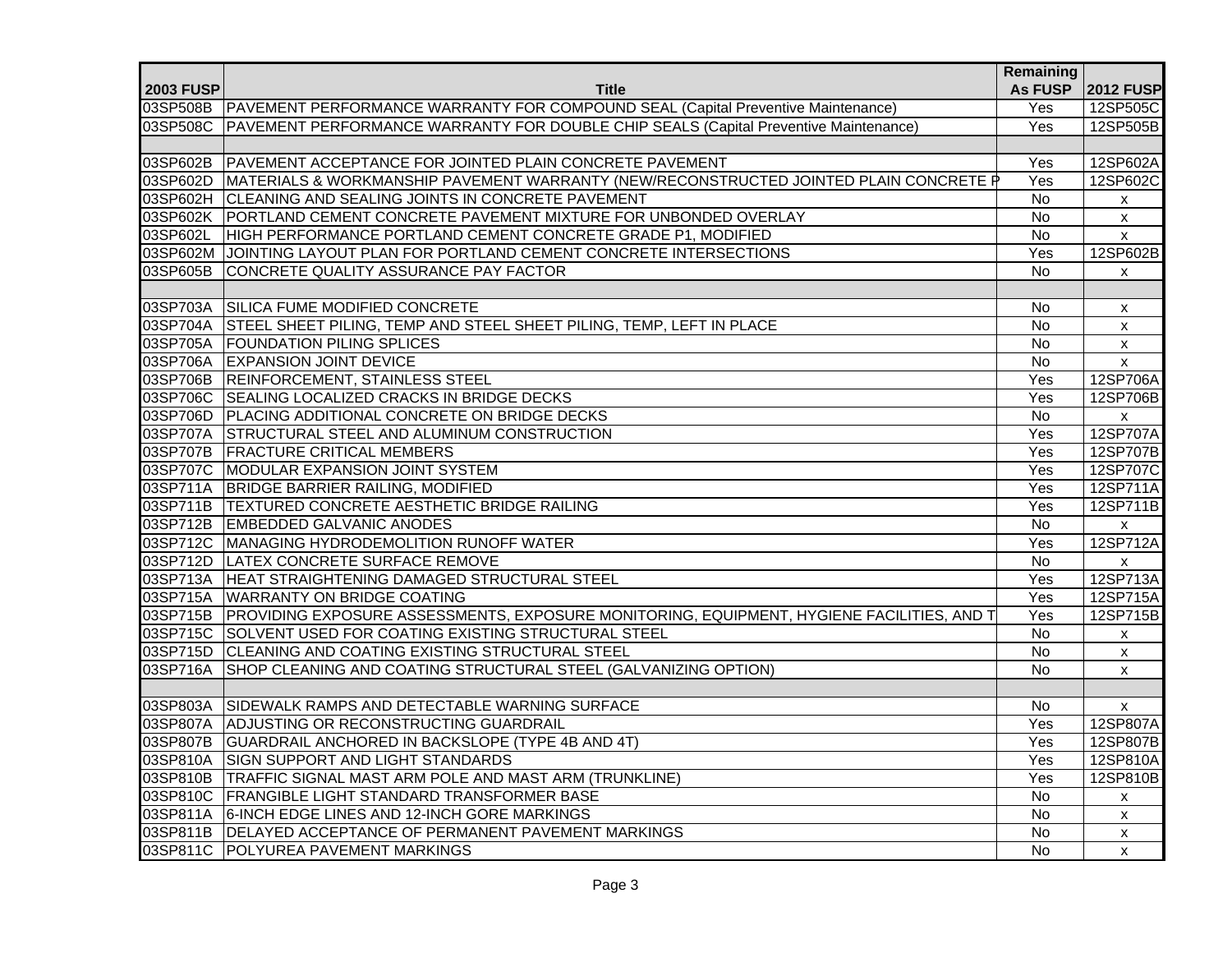| 2003 FUSP | Title | Remaining As FUSP | 2012 FUSP |
|---|---|---|---|
| 03SP508B | PAVEMENT PERFORMANCE WARRANTY FOR COMPOUND SEAL (Capital Preventive Maintenance) | Yes | 12SP505C |
| 03SP508C | PAVEMENT PERFORMANCE WARRANTY FOR DOUBLE CHIP SEALS (Capital Preventive Maintenance) | Yes | 12SP505B |
| | | | |
| 03SP602B | PAVEMENT ACCEPTANCE FOR JOINTED PLAIN CONCRETE PAVEMENT | Yes | 12SP602A |
| 03SP602D | MATERIALS & WORKMANSHIP PAVEMENT WARRANTY (NEW/RECONSTRUCTED JOINTED PLAIN CONCRETE P | Yes | 12SP602C |
| 03SP602H | CLEANING AND SEALING JOINTS IN CONCRETE PAVEMENT | No | x |
| 03SP602K | PORTLAND CEMENT CONCRETE PAVEMENT MIXTURE FOR UNBONDED OVERLAY | No | x |
| 03SP602L | HIGH PERFORMANCE PORTLAND CEMENT CONCRETE GRADE P1, MODIFIED | No | x |
| 03SP602M | JOINTING LAYOUT PLAN FOR PORTLAND CEMENT CONCRETE INTERSECTIONS | Yes | 12SP602B |
| 03SP605B | CONCRETE QUALITY ASSURANCE PAY FACTOR | No | x |
| | | | |
| 03SP703A | SILICA FUME MODIFIED CONCRETE | No | x |
| 03SP704A | STEEL SHEET PILING, TEMP AND STEEL SHEET PILING, TEMP, LEFT IN PLACE | No | x |
| 03SP705A | FOUNDATION PILING SPLICES | No | x |
| 03SP706A | EXPANSION JOINT DEVICE | No | x |
| 03SP706B | REINFORCEMENT, STAINLESS STEEL | Yes | 12SP706A |
| 03SP706C | SEALING LOCALIZED CRACKS IN BRIDGE DECKS | Yes | 12SP706B |
| 03SP706D | PLACING ADDITIONAL CONCRETE ON BRIDGE DECKS | No | x |
| 03SP707A | STRUCTURAL STEEL AND ALUMINUM CONSTRUCTION | Yes | 12SP707A |
| 03SP707B | FRACTURE CRITICAL MEMBERS | Yes | 12SP707B |
| 03SP707C | MODULAR EXPANSION JOINT SYSTEM | Yes | 12SP707C |
| 03SP711A | BRIDGE BARRIER RAILING, MODIFIED | Yes | 12SP711A |
| 03SP711B | TEXTURED CONCRETE AESTHETIC BRIDGE RAILING | Yes | 12SP711B |
| 03SP712B | EMBEDDED GALVANIC ANODES | No | x |
| 03SP712C | MANAGING HYDRODEMOLITION RUNOFF WATER | Yes | 12SP712A |
| 03SP712D | LATEX CONCRETE SURFACE REMOVE | No | x |
| 03SP713A | HEAT STRAIGHTENING DAMAGED STRUCTURAL STEEL | Yes | 12SP713A |
| 03SP715A | WARRANTY ON BRIDGE COATING | Yes | 12SP715A |
| 03SP715B | PROVIDING EXPOSURE ASSESSMENTS, EXPOSURE MONITORING, EQUIPMENT, HYGIENE FACILITIES, AND T | Yes | 12SP715B |
| 03SP715C | SOLVENT USED FOR COATING EXISTING STRUCTURAL STEEL | No | x |
| 03SP715D | CLEANING AND COATING EXISTING STRUCTURAL STEEL | No | x |
| 03SP716A | SHOP CLEANING AND COATING STRUCTURAL STEEL (GALVANIZING OPTION) | No | x |
| | | | |
| 03SP803A | SIDEWALK RAMPS AND DETECTABLE WARNING SURFACE | No | x |
| 03SP807A | ADJUSTING OR RECONSTRUCTING GUARDRAIL | Yes | 12SP807A |
| 03SP807B | GUARDRAIL ANCHORED IN BACKSLOPE (TYPE 4B AND 4T) | Yes | 12SP807B |
| 03SP810A | SIGN SUPPORT AND LIGHT STANDARDS | Yes | 12SP810A |
| 03SP810B | TRAFFIC SIGNAL MAST ARM POLE AND MAST ARM (TRUNKLINE) | Yes | 12SP810B |
| 03SP810C | FRANGIBLE LIGHT STANDARD TRANSFORMER BASE | No | x |
| 03SP811A | 6-INCH EDGE LINES AND 12-INCH GORE MARKINGS | No | x |
| 03SP811B | DELAYED ACCEPTANCE OF PERMANENT PAVEMENT MARKINGS | No | x |
| 03SP811C | POLYUREA PAVEMENT MARKINGS | No | x |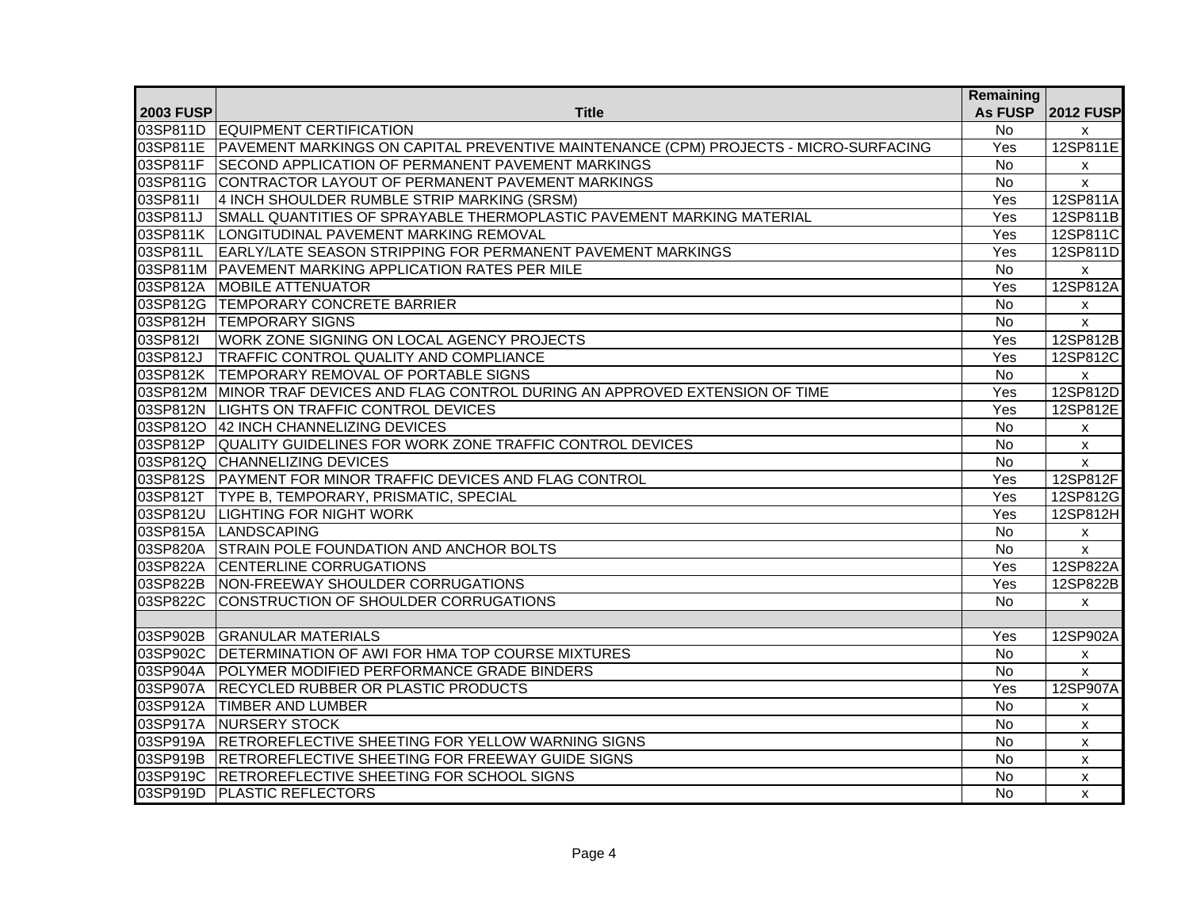| 2003 FUSP | Title | Remaining As FUSP | 2012 FUSP |
|---|---|---|---|
| 03SP811D | EQUIPMENT CERTIFICATION | No | x |
| 03SP811E | PAVEMENT MARKINGS ON CAPITAL PREVENTIVE MAINTENANCE (CPM) PROJECTS - MICRO-SURFACING | Yes | 12SP811E |
| 03SP811F | SECOND APPLICATION OF PERMANENT PAVEMENT MARKINGS | No | x |
| 03SP811G | CONTRACTOR LAYOUT OF PERMANENT PAVEMENT MARKINGS | No | x |
| 03SP811I | 4 INCH SHOULDER RUMBLE STRIP MARKING (SRSM) | Yes | 12SP811A |
| 03SP811J | SMALL QUANTITIES OF SPRAYABLE THERMOPLASTIC PAVEMENT MARKING MATERIAL | Yes | 12SP811B |
| 03SP811K | LONGITUDINAL PAVEMENT MARKING REMOVAL | Yes | 12SP811C |
| 03SP811L | EARLY/LATE SEASON STRIPPING FOR PERMANENT PAVEMENT MARKINGS | Yes | 12SP811D |
| 03SP811M | PAVEMENT MARKING APPLICATION RATES PER MILE | No | x |
| 03SP812A | MOBILE ATTENUATOR | Yes | 12SP812A |
| 03SP812G | TEMPORARY CONCRETE BARRIER | No | x |
| 03SP812H | TEMPORARY SIGNS | No | x |
| 03SP812I | WORK ZONE SIGNING ON LOCAL AGENCY PROJECTS | Yes | 12SP812B |
| 03SP812J | TRAFFIC CONTROL QUALITY AND COMPLIANCE | Yes | 12SP812C |
| 03SP812K | TEMPORARY REMOVAL OF PORTABLE SIGNS | No | x |
| 03SP812M | MINOR TRAF DEVICES AND FLAG CONTROL DURING AN APPROVED EXTENSION OF TIME | Yes | 12SP812D |
| 03SP812N | LIGHTS ON TRAFFIC CONTROL DEVICES | Yes | 12SP812E |
| 03SP812O | 42 INCH CHANNELIZING DEVICES | No | x |
| 03SP812P | QUALITY GUIDELINES FOR WORK ZONE TRAFFIC CONTROL DEVICES | No | x |
| 03SP812Q | CHANNELIZING DEVICES | No | x |
| 03SP812S | PAYMENT FOR MINOR TRAFFIC DEVICES AND FLAG CONTROL | Yes | 12SP812F |
| 03SP812T | TYPE B, TEMPORARY, PRISMATIC, SPECIAL | Yes | 12SP812G |
| 03SP812U | LIGHTING FOR NIGHT WORK | Yes | 12SP812H |
| 03SP815A | LANDSCAPING | No | x |
| 03SP820A | STRAIN POLE FOUNDATION AND ANCHOR BOLTS | No | x |
| 03SP822A | CENTERLINE CORRUGATIONS | Yes | 12SP822A |
| 03SP822B | NON-FREEWAY SHOULDER CORRUGATIONS | Yes | 12SP822B |
| 03SP822C | CONSTRUCTION OF SHOULDER CORRUGATIONS | No | x |
| | | | |
| 03SP902B | GRANULAR MATERIALS | Yes | 12SP902A |
| 03SP902C | DETERMINATION OF AWI FOR HMA TOP COURSE MIXTURES | No | x |
| 03SP904A | POLYMER MODIFIED PERFORMANCE GRADE BINDERS | No | x |
| 03SP907A | RECYCLED RUBBER OR PLASTIC PRODUCTS | Yes | 12SP907A |
| 03SP912A | TIMBER AND LUMBER | No | x |
| 03SP917A | NURSERY STOCK | No | x |
| 03SP919A | RETROREFLECTIVE SHEETING FOR YELLOW WARNING SIGNS | No | x |
| 03SP919B | RETROREFLECTIVE SHEETING FOR FREEWAY GUIDE SIGNS | No | x |
| 03SP919C | RETROREFLECTIVE SHEETING FOR SCHOOL SIGNS | No | x |
| 03SP919D | PLASTIC REFLECTORS | No | x |